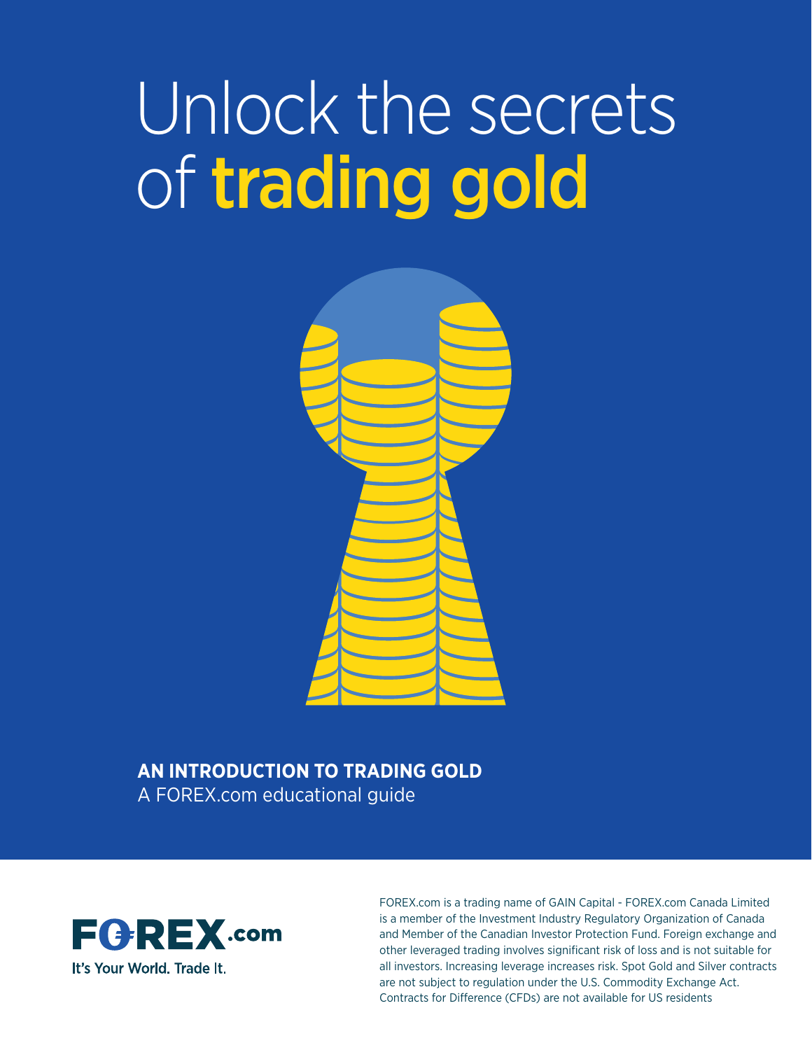# Unlock the secrets of **trading gold**

**AN INTRODUCTION TO TRADING GOLD**

A FOREX.com educational guide

FOREX.com

It's Your World. Trade It.

FOREX.com is a trading name of GAIN Capital - FOREX.com Canada Limited is a member of the Investment Industry Regulatory Organization of Canada and Member of the Canadian Investor Protection Fund. Foreign exchange and other leveraged trading involves significant risk of loss and is not suitable for all investors. Increasing leverage increases risk. Spot Gold and Silver contracts are not subject to regulation under the U.S. Commodity Exchange Act. Contracts for Difference (CFDs) are not available for US residents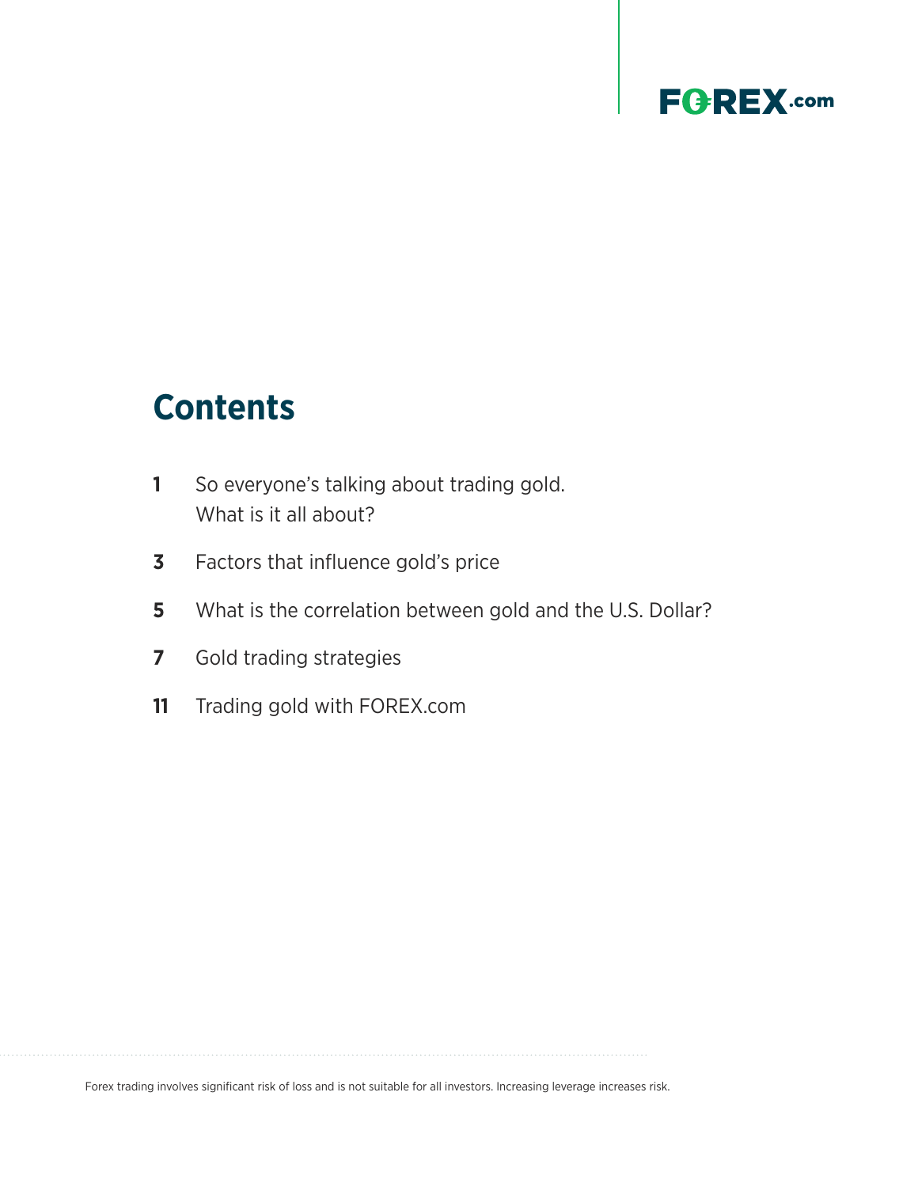## Contents

| | |
|---|---|
| **1** | So everyone's talking about trading gold. What is it all about? |
| **3** | Factors that influence gold's price |
| **5** | What is the correlation between gold and the U.S. Dollar? |
| **7** | Gold trading strategies |
| **11** | Trading gold with FOREX.com |

Forex trading involves significant risk of loss and is not suitable for all investors. Increasing leverage increases risk.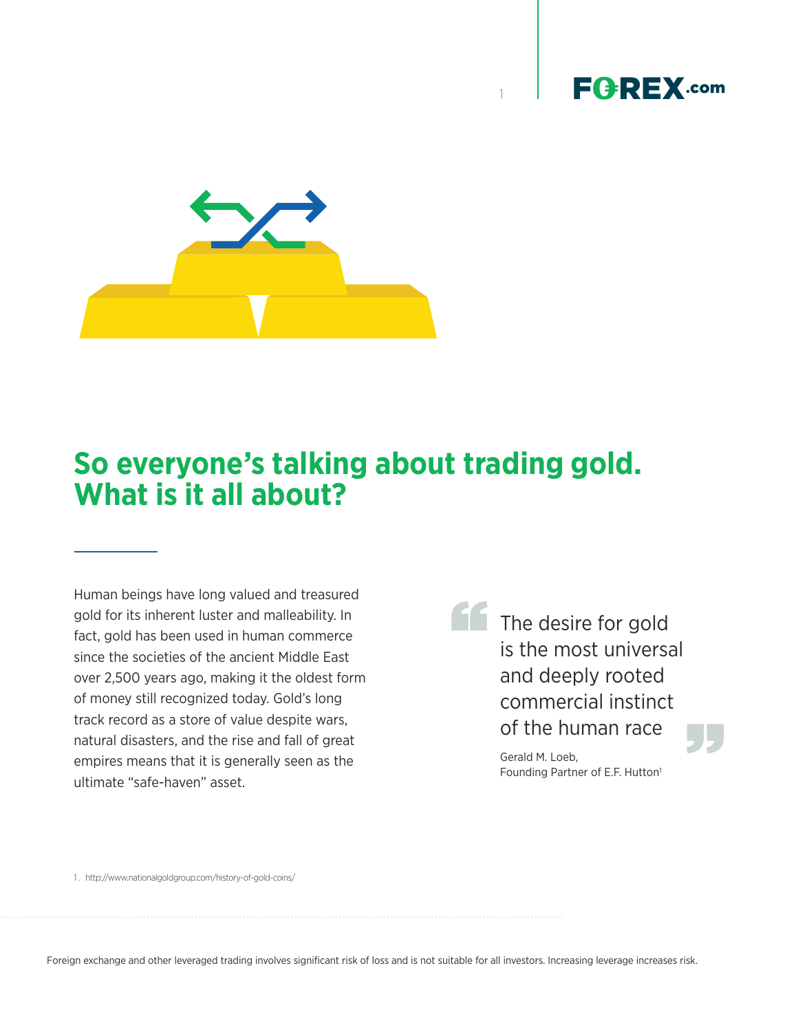# So everyone's talking about trading gold. What is it all about?

Human beings have long valued and treasured gold for its inherent luster and malleability. In fact, gold has been used in human commerce since the societies of the ancient Middle East over 2,500 years ago, making it the oldest form of money still recognized today. Gold's long track record as a store of value despite wars, natural disasters, and the rise and fall of great empires means that it is generally seen as the ultimate "safe-haven" asset.

> The desire for gold is the most universal and deeply rooted commercial instinct of the human race
>
> Gerald M. Loeb,
> Founding Partner of E.F. Hutton[1]

1. http://www.nationalgoldgroup.com/history-of-gold-coins/

Foreign exchange and other leveraged trading involves significant risk of loss and is not suitable for all investors. Increasing leverage increases risk.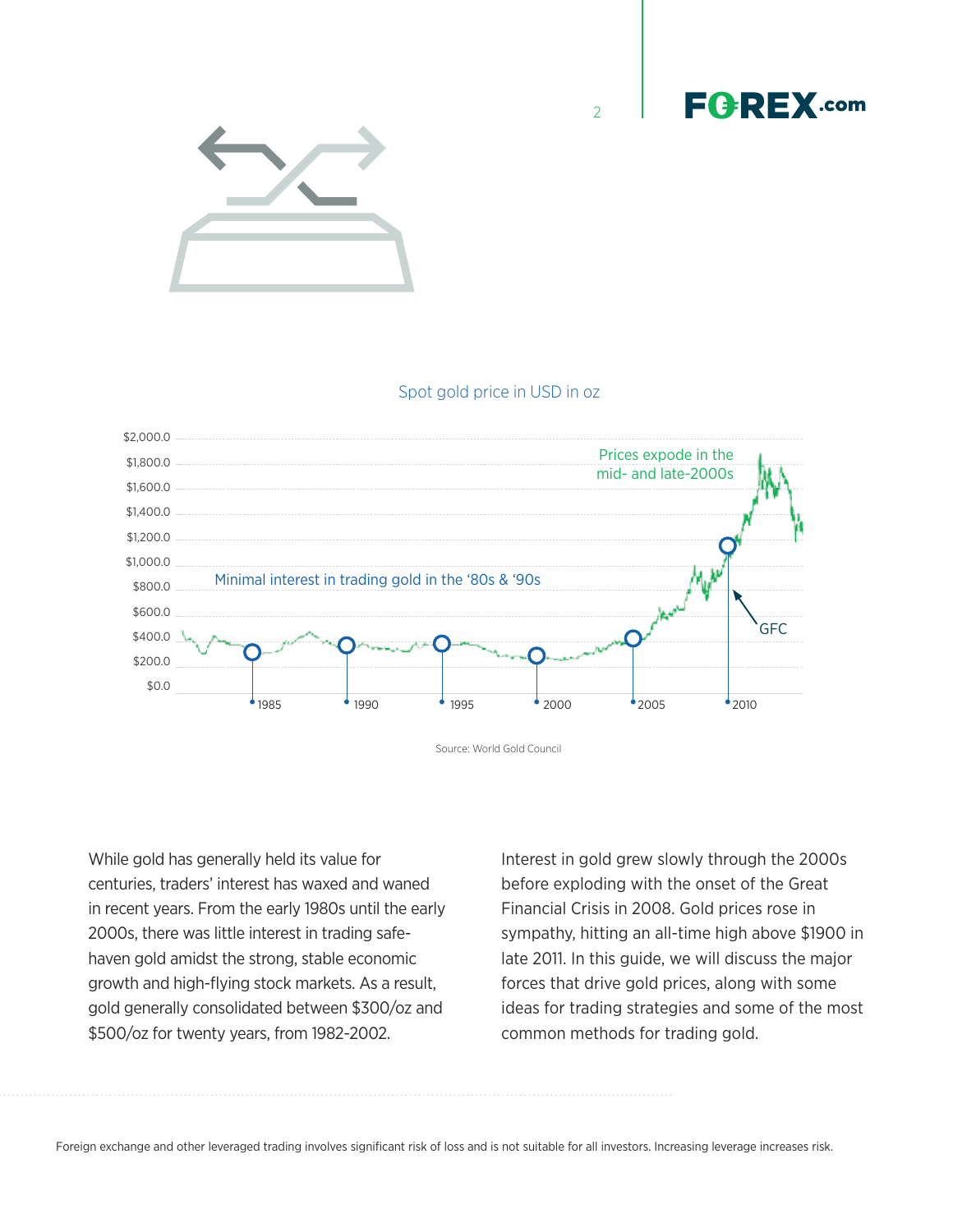Spot gold price in USD in oz

Prices expode in the mid- and late-2000s

Minimal interest in trading gold in the '80s & '90s

GFC

Source: World Gold Council

While gold has generally held its value for centuries, traders' interest has waxed and waned in recent years. From the early 1980s until the early 2000s, there was little interest in trading safe-haven gold amidst the strong, stable economic growth and high-flying stock markets. As a result, gold generally consolidated between $300/oz and $500/oz for twenty years, from 1982-2002.

Interest in gold grew slowly through the 2000s before exploding with the onset of the Great Financial Crisis in 2008. Gold prices rose in sympathy, hitting an all-time high above $1900 in late 2011. In this guide, we will discuss the major forces that drive gold prices, along with some ideas for trading strategies and some of the most common methods for trading gold.

Foreign exchange and other leveraged trading involves significant risk of loss and is not suitable for all investors. Increasing leverage increases risk.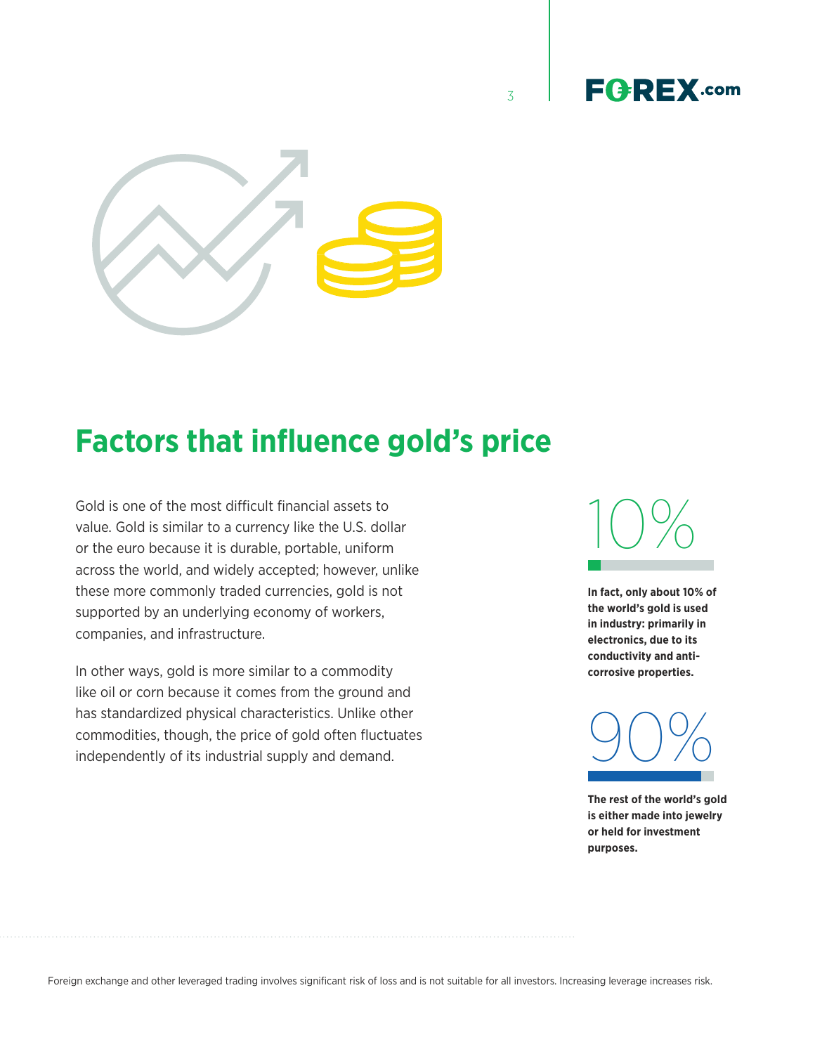# Factors that influence gold's price

Gold is one of the most difficult financial assets to value. Gold is similar to a currency like the U.S. dollar or the euro because it is durable, portable, uniform across the world, and widely accepted; however, unlike these more commonly traded currencies, gold is not supported by an underlying economy of workers, companies, and infrastructure.

In other ways, gold is more similar to a commodity like oil or corn because it comes from the ground and has standardized physical characteristics. Unlike other commodities, though, the price of gold often fluctuates independently of its industrial supply and demand.

10%

**In fact, only about 10% of the world's gold is used in industry: primarily in electronics, due to its conductivity and anti-corrosive properties.**

90%

**The rest of the world's gold is either made into jewelry or held for investment purposes.**

Foreign exchange and other leveraged trading involves significant risk of loss and is not suitable for all investors. Increasing leverage increases risk.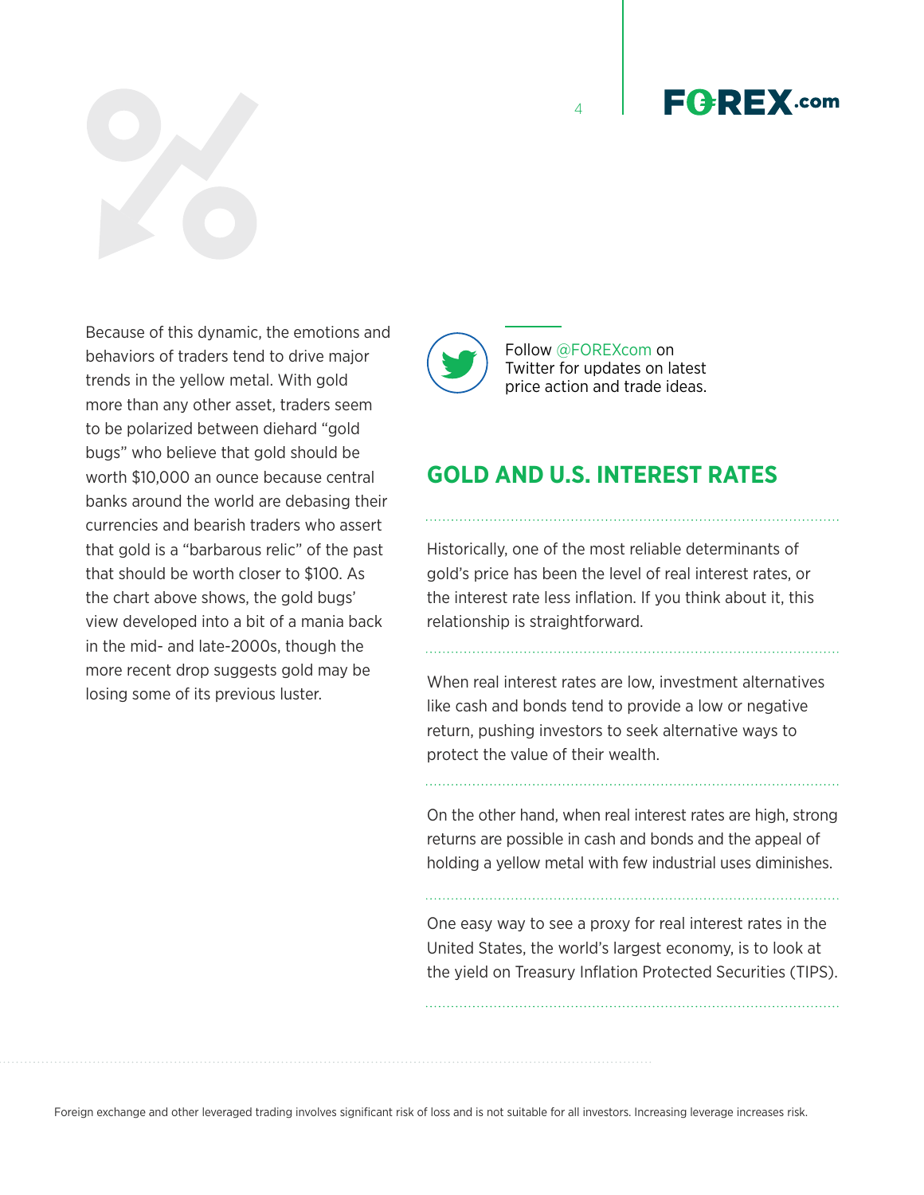Because of this dynamic, the emotions and behaviors of traders tend to drive major trends in the yellow metal. With gold more than any other asset, traders seem to be polarized between diehard "gold bugs" who believe that gold should be worth $10,000 an ounce because central banks around the world are debasing their currencies and bearish traders who assert that gold is a "barbarous relic" of the past that should be worth closer to $100. As the chart above shows, the gold bugs' view developed into a bit of a mania back in the mid- and late-2000s, though the more recent drop suggests gold may be losing some of its previous luster.

Follow @FOREXcom on Twitter for updates on latest price action and trade ideas.

## GOLD AND U.S. INTEREST RATES

Historically, one of the most reliable determinants of gold's price has been the level of real interest rates, or the interest rate less inflation. If you think about it, this relationship is straightforward.

When real interest rates are low, investment alternatives like cash and bonds tend to provide a low or negative return, pushing investors to seek alternative ways to protect the value of their wealth.

On the other hand, when real interest rates are high, strong returns are possible in cash and bonds and the appeal of holding a yellow metal with few industrial uses diminishes.

One easy way to see a proxy for real interest rates in the United States, the world's largest economy, is to look at the yield on Treasury Inflation Protected Securities (TIPS).

Foreign exchange and other leveraged trading involves significant risk of loss and is not suitable for all investors. Increasing leverage increases risk.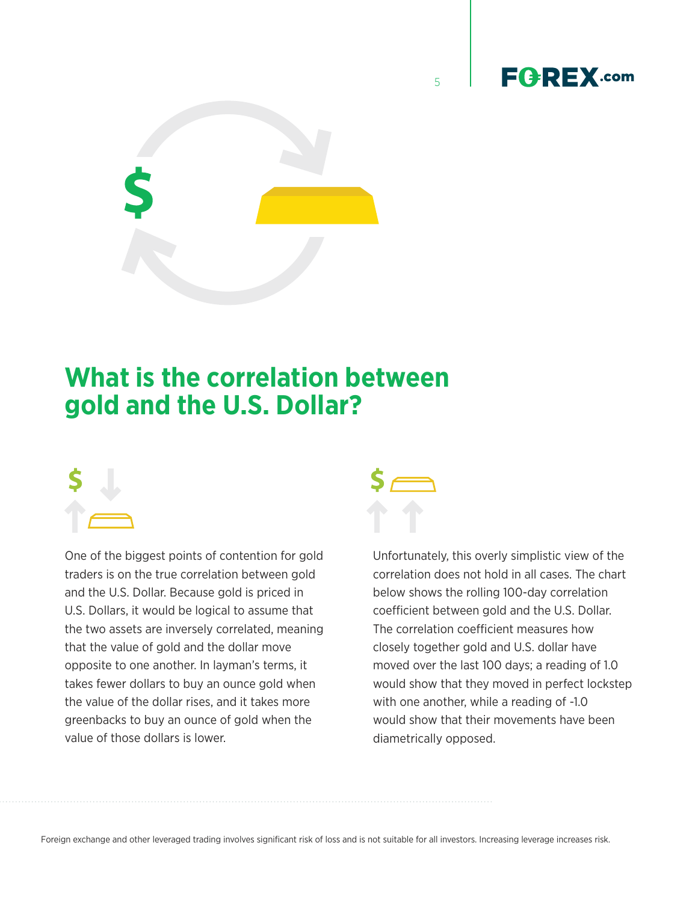## What is the correlation between gold and the U.S. Dollar?

One of the biggest points of contention for gold traders is on the true correlation between gold and the U.S. Dollar. Because gold is priced in U.S. Dollars, it would be logical to assume that the two assets are inversely correlated, meaning that the value of gold and the dollar move opposite to one another. In layman's terms, it takes fewer dollars to buy an ounce gold when the value of the dollar rises, and it takes more greenbacks to buy an ounce of gold when the value of those dollars is lower.

Unfortunately, this overly simplistic view of the correlation does not hold in all cases. The chart below shows the rolling 100-day correlation coefficient between gold and the U.S. Dollar. The correlation coefficient measures how closely together gold and U.S. dollar have moved over the last 100 days; a reading of 1.0 would show that they moved in perfect lockstep with one another, while a reading of -1.0 would show that their movements have been diametrically opposed.

Foreign exchange and other leveraged trading involves significant risk of loss and is not suitable for all investors. Increasing leverage increases risk.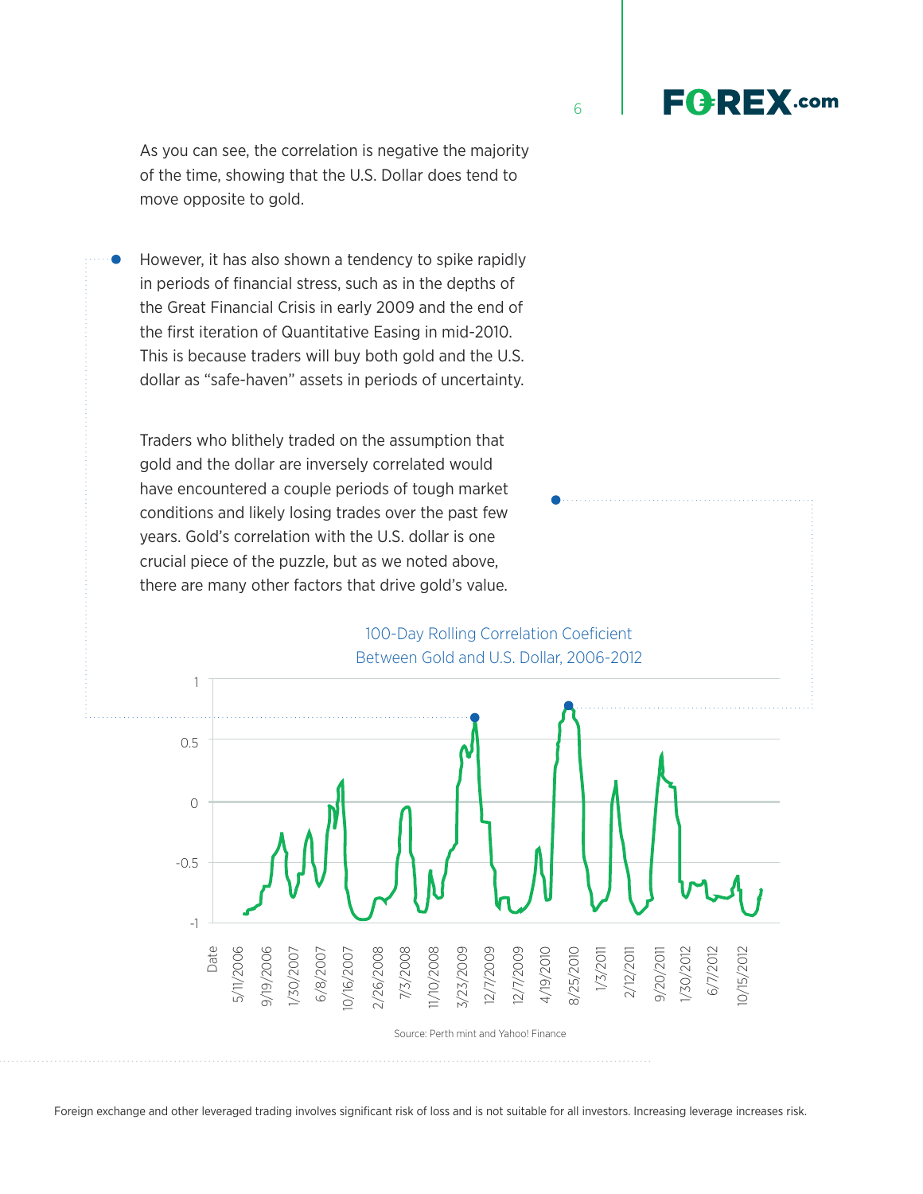As you can see, the correlation is negative the majority of the time, showing that the U.S. Dollar does tend to move opposite to gold.

However, it has also shown a tendency to spike rapidly in periods of financial stress, such as in the depths of the Great Financial Crisis in early 2009 and the end of the first iteration of Quantitative Easing in mid-2010. This is because traders will buy both gold and the U.S. dollar as "safe-haven" assets in periods of uncertainty.

Traders who blithely traded on the assumption that gold and the dollar are inversely correlated would have encountered a couple periods of tough market conditions and likely losing trades over the past few years. Gold's correlation with the U.S. dollar is one crucial piece of the puzzle, but as we noted above, there are many other factors that drive gold's value.

100-Day Rolling Correlation Coeficient Between Gold and U.S. Dollar, 2006-2012

Source: Perth mint and Yahoo! Finance

Foreign exchange and other leveraged trading involves significant risk of loss and is not suitable for all investors. Increasing leverage increases risk.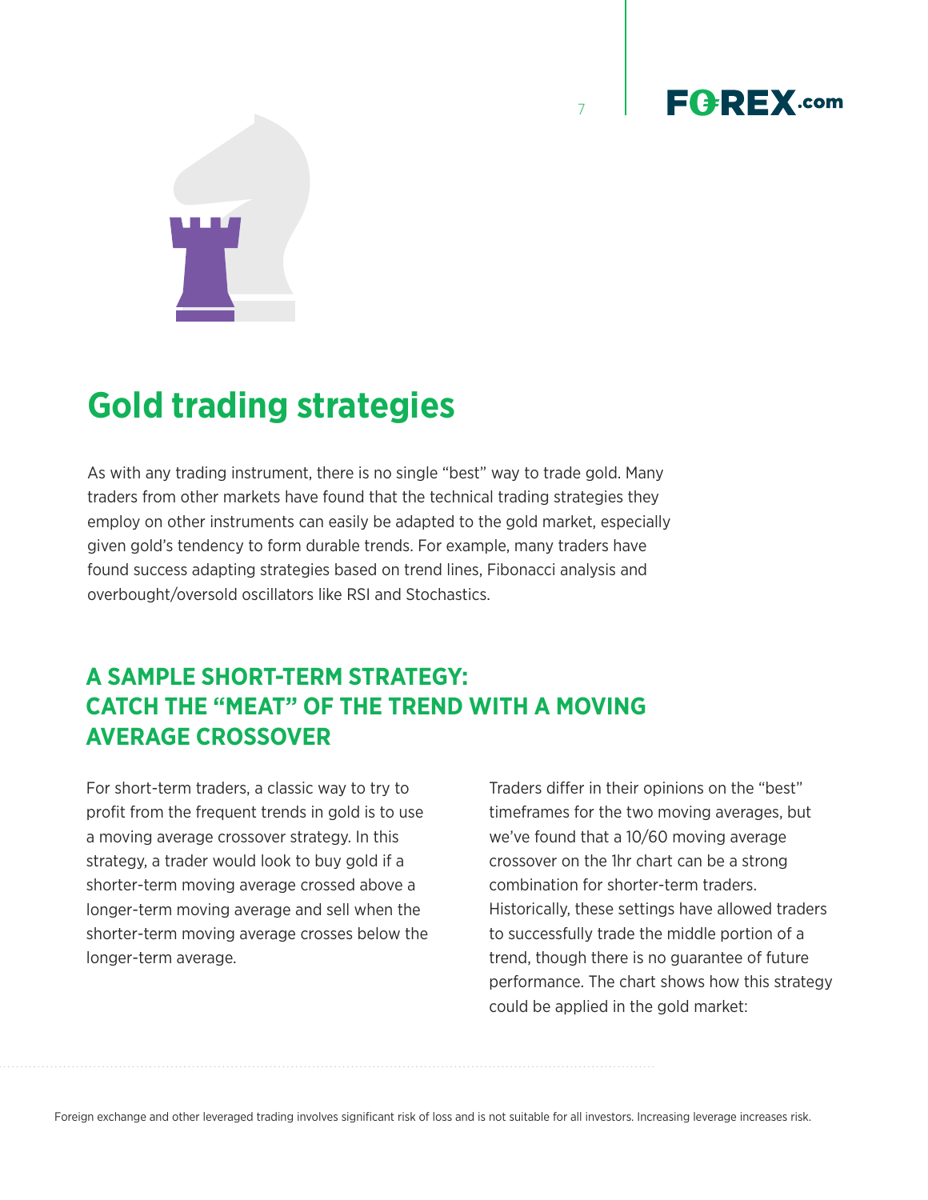# Gold trading strategies

As with any trading instrument, there is no single "best" way to trade gold. Many traders from other markets have found that the technical trading strategies they employ on other instruments can easily be adapted to the gold market, especially given gold's tendency to form durable trends. For example, many traders have found success adapting strategies based on trend lines, Fibonacci analysis and overbought/oversold oscillators like RSI and Stochastics.

## A SAMPLE SHORT-TERM STRATEGY: CATCH THE "MEAT" OF THE TREND WITH A MOVING AVERAGE CROSSOVER

For short-term traders, a classic way to try to profit from the frequent trends in gold is to use a moving average crossover strategy. In this strategy, a trader would look to buy gold if a shorter-term moving average crossed above a longer-term moving average and sell when the shorter-term moving average crosses below the longer-term average.

Traders differ in their opinions on the "best" timeframes for the two moving averages, but we've found that a 10/60 moving average crossover on the 1hr chart can be a strong combination for shorter-term traders. Historically, these settings have allowed traders to successfully trade the middle portion of a trend, though there is no guarantee of future performance. The chart shows how this strategy could be applied in the gold market:

Foreign exchange and other leveraged trading involves significant risk of loss and is not suitable for all investors. Increasing leverage increases risk.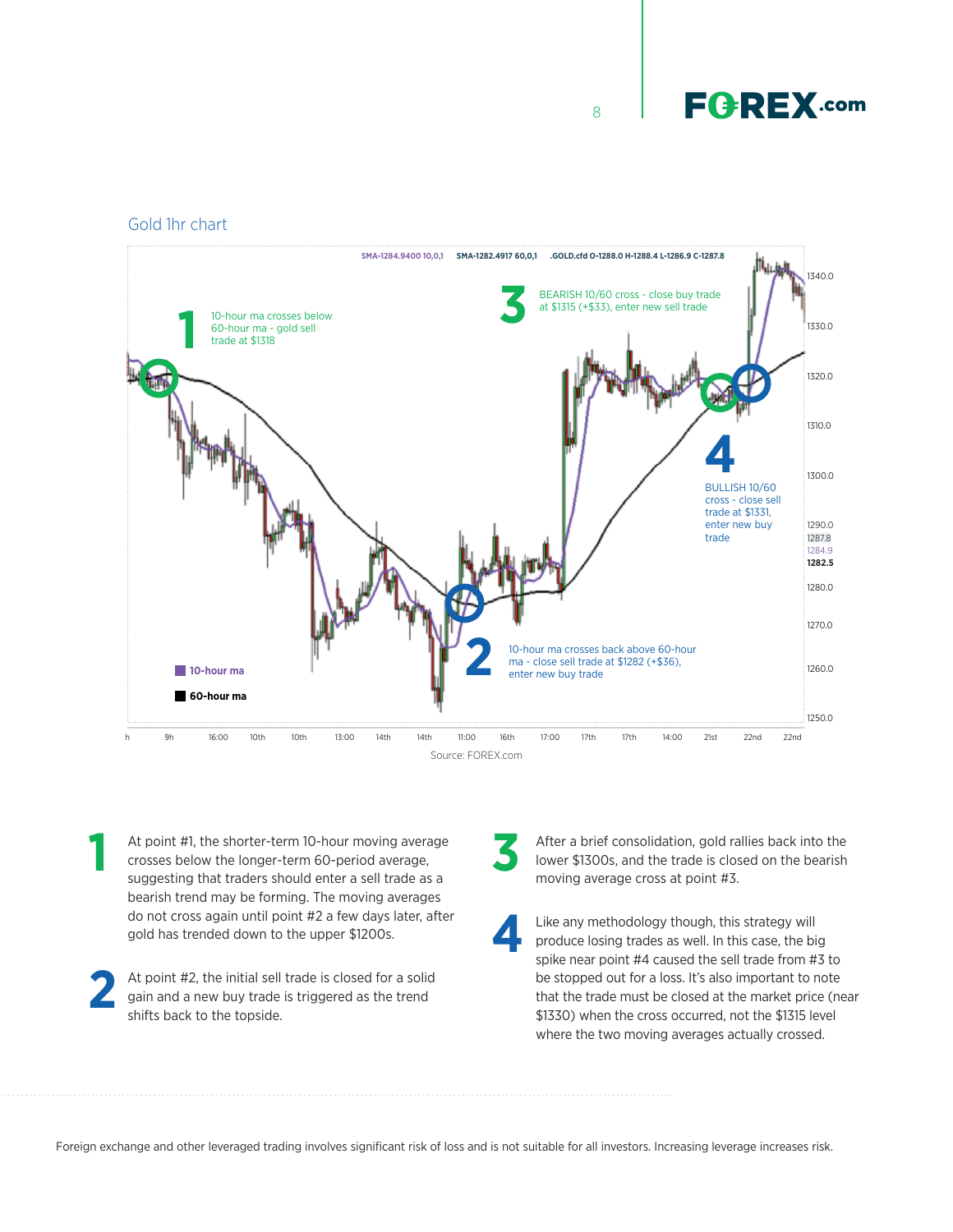Gold 1hr chart

SMA-1284.9400 10,0,1 SMA-1282.4917 60,0,1 .GOLD.cfd O-1288.0 H-1288.4 L-1286.9 C-1287.8

1 10-hour ma crosses below 60-hour ma - gold sell trade at $1318

2 10-hour ma crosses back above 60-hour ma - close sell trade at $1282 (+$36), enter new buy trade

3 BEARISH 10/60 cross - close buy trade at $1315 (+$33), enter new sell trade

4 BULLISH 10/60 cross - close sell trade at $1331, enter new buy trade

10-hour ma

60-hour ma

Source: FOREX.com

**1** At point #1, the shorter-term 10-hour moving average crosses below the longer-term 60-period average, suggesting that traders should enter a sell trade as a bearish trend may be forming. The moving averages do not cross again until point #2 a few days later, after gold has trended down to the upper $1200s.

**2** At point #2, the initial sell trade is closed for a solid gain and a new buy trade is triggered as the trend shifts back to the topside.

**3** After a brief consolidation, gold rallies back into the lower $1300s, and the trade is closed on the bearish moving average cross at point #3.

**4** Like any methodology though, this strategy will produce losing trades as well. In this case, the big spike near point #4 caused the sell trade from #3 to be stopped out for a loss. It's also important to note that the trade must be closed at the market price (near $1330) when the cross occurred, not the $1315 level where the two moving averages actually crossed.

Foreign exchange and other leveraged trading involves significant risk of loss and is not suitable for all investors. Increasing leverage increases risk.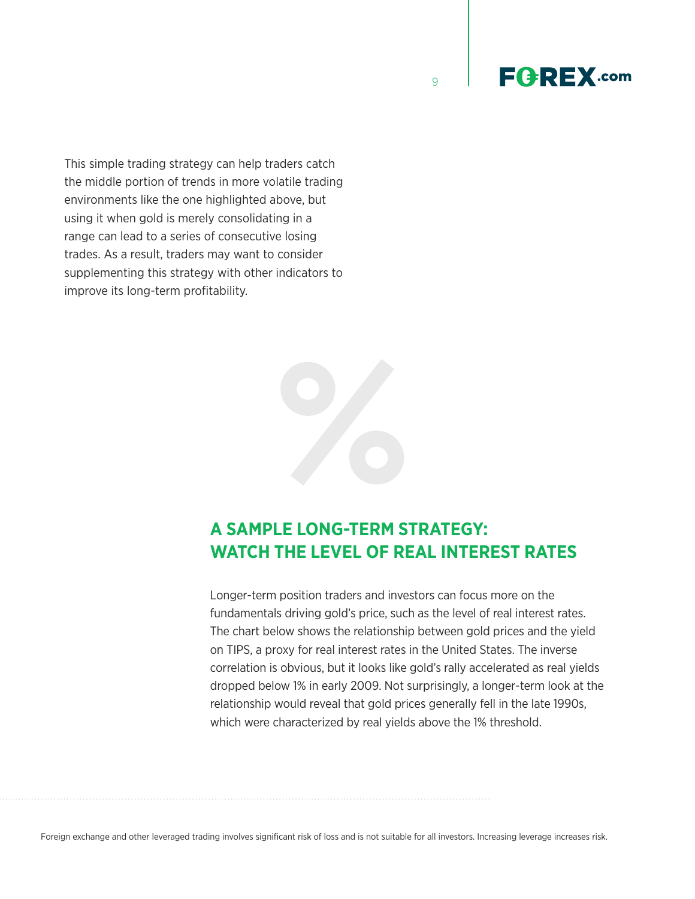This simple trading strategy can help traders catch the middle portion of trends in more volatile trading environments like the one highlighted above, but using it when gold is merely consolidating in a range can lead to a series of consecutive losing trades. As a result, traders may want to consider supplementing this strategy with other indicators to improve its long-term profitability.

## A SAMPLE LONG-TERM STRATEGY: WATCH THE LEVEL OF REAL INTEREST RATES

Longer-term position traders and investors can focus more on the fundamentals driving gold's price, such as the level of real interest rates. The chart below shows the relationship between gold prices and the yield on TIPS, a proxy for real interest rates in the United States. The inverse correlation is obvious, but it looks like gold's rally accelerated as real yields dropped below 1% in early 2009. Not surprisingly, a longer-term look at the relationship would reveal that gold prices generally fell in the late 1990s, which were characterized by real yields above the 1% threshold.

Foreign exchange and other leveraged trading involves significant risk of loss and is not suitable for all investors. Increasing leverage increases risk.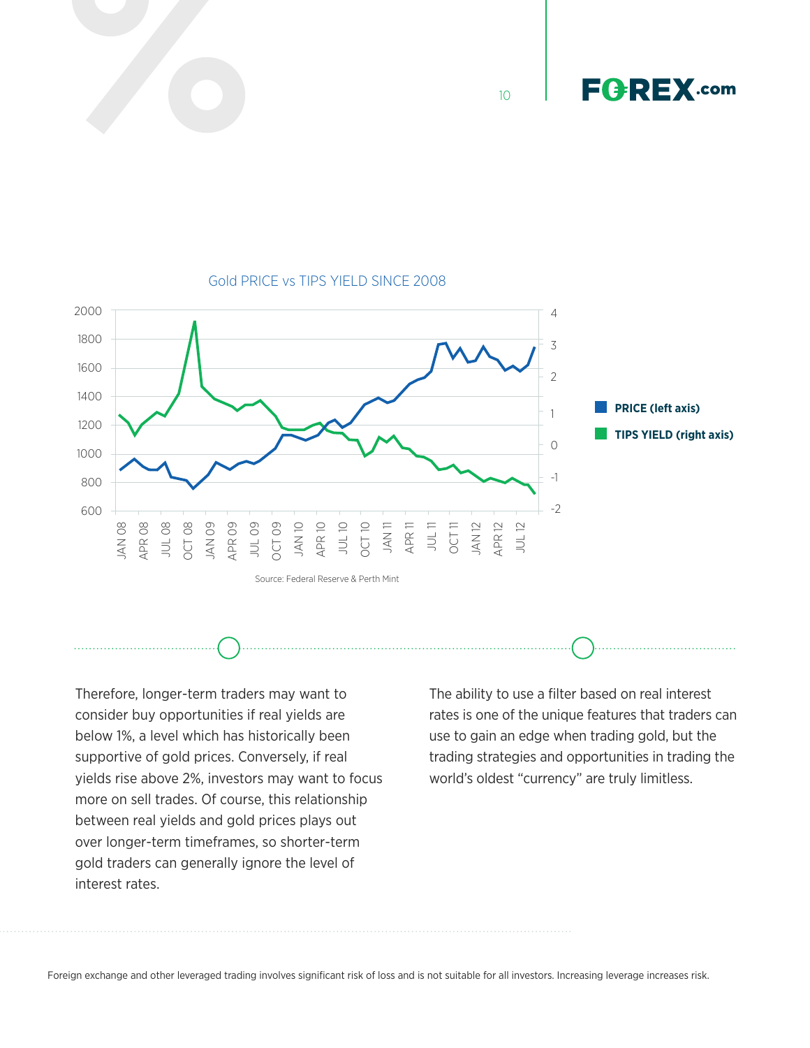Gold PRICE vs TIPS YIELD SINCE 2008

Source: Federal Reserve & Perth Mint

Therefore, longer-term traders may want to consider buy opportunities if real yields are below 1%, a level which has historically been supportive of gold prices. Conversely, if real yields rise above 2%, investors may want to focus more on sell trades. Of course, this relationship between real yields and gold prices plays out over longer-term timeframes, so shorter-term gold traders can generally ignore the level of interest rates.

The ability to use a filter based on real interest rates is one of the unique features that traders can use to gain an edge when trading gold, but the trading strategies and opportunities in trading the world's oldest "currency" are truly limitless.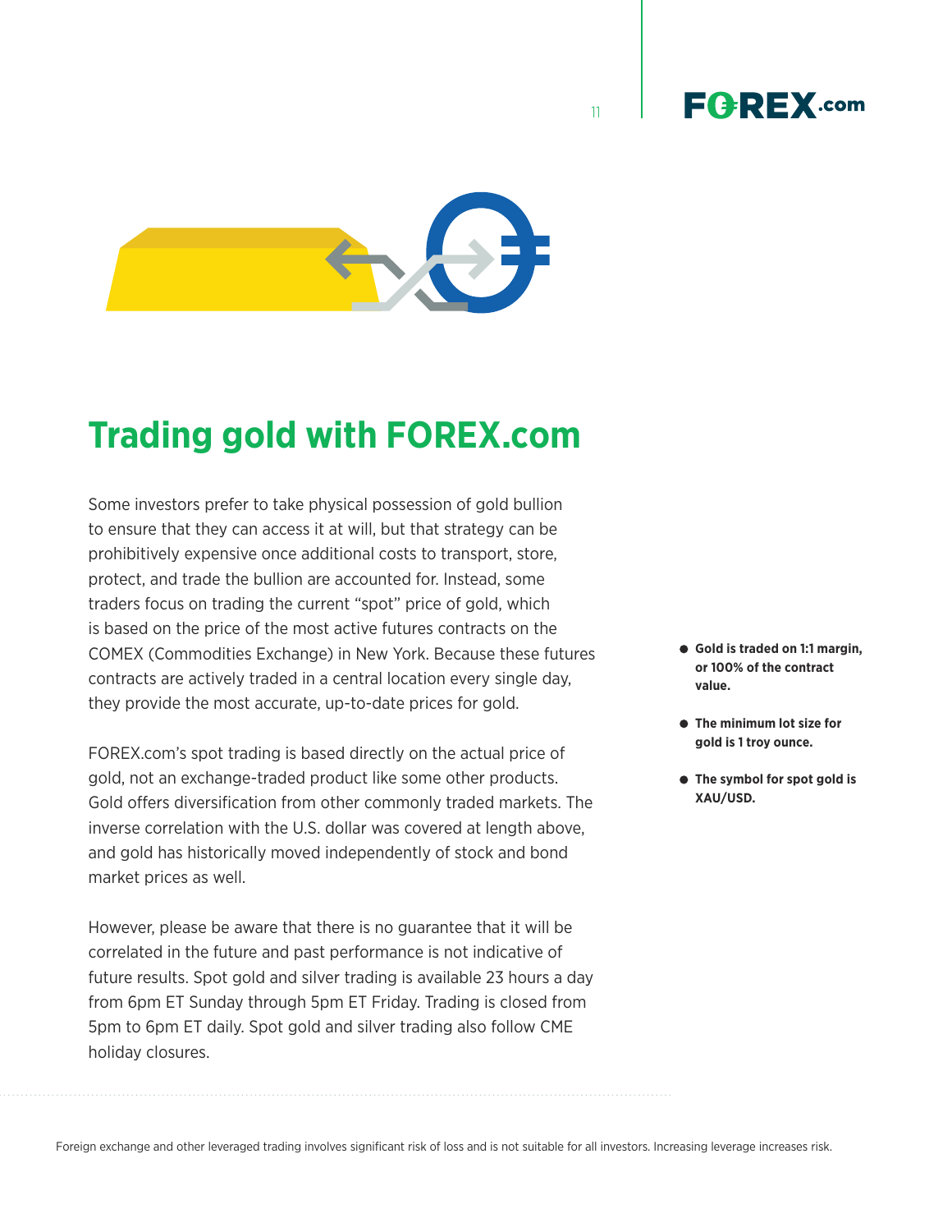# Trading gold with FOREX.com

Some investors prefer to take physical possession of gold bullion to ensure that they can access it at will, but that strategy can be prohibitively expensive once additional costs to transport, store, protect, and trade the bullion are accounted for. Instead, some traders focus on trading the current "spot" price of gold, which is based on the price of the most active futures contracts on the COMEX (Commodities Exchange) in New York. Because these futures contracts are actively traded in a central location every single day, they provide the most accurate, up-to-date prices for gold.

FOREX.com's spot trading is based directly on the actual price of gold, not an exchange-traded product like some other products. Gold offers diversification from other commonly traded markets. The inverse correlation with the U.S. dollar was covered at length above, and gold has historically moved independently of stock and bond market prices as well.

However, please be aware that there is no guarantee that it will be correlated in the future and past performance is not indicative of future results. Spot gold and silver trading is available 23 hours a day from 6pm ET Sunday through 5pm ET Friday. Trading is closed from 5pm to 6pm ET daily. Spot gold and silver trading also follow CME holiday closures.

- **Gold is traded on 1:1 margin, or 100% of the contract value.**
- **The minimum lot size for gold is 1 troy ounce.**
- **The symbol for spot gold is XAU/USD.**

Foreign exchange and other leveraged trading involves significant risk of loss and is not suitable for all investors. Increasing leverage increases risk.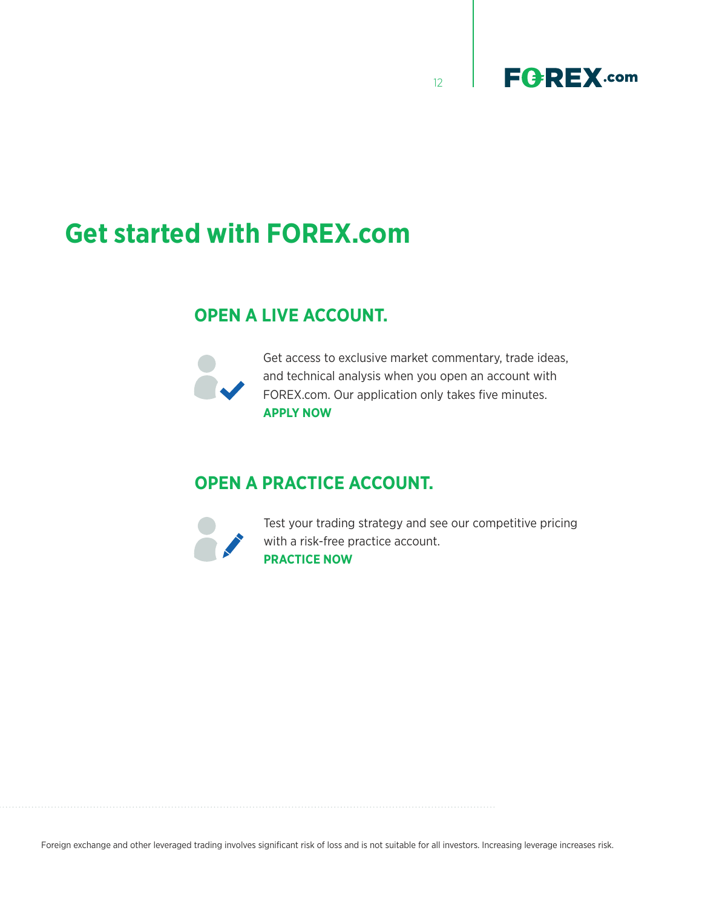# Get started with FOREX.com

## OPEN A LIVE ACCOUNT.

Get access to exclusive market commentary, trade ideas, and technical analysis when you open an account with FOREX.com. Our application only takes five minutes.

**APPLY NOW**

## OPEN A PRACTICE ACCOUNT.

Test your trading strategy and see our competitive pricing with a risk-free practice account.

**PRACTICE NOW**

Foreign exchange and other leveraged trading involves significant risk of loss and is not suitable for all investors. Increasing leverage increases risk.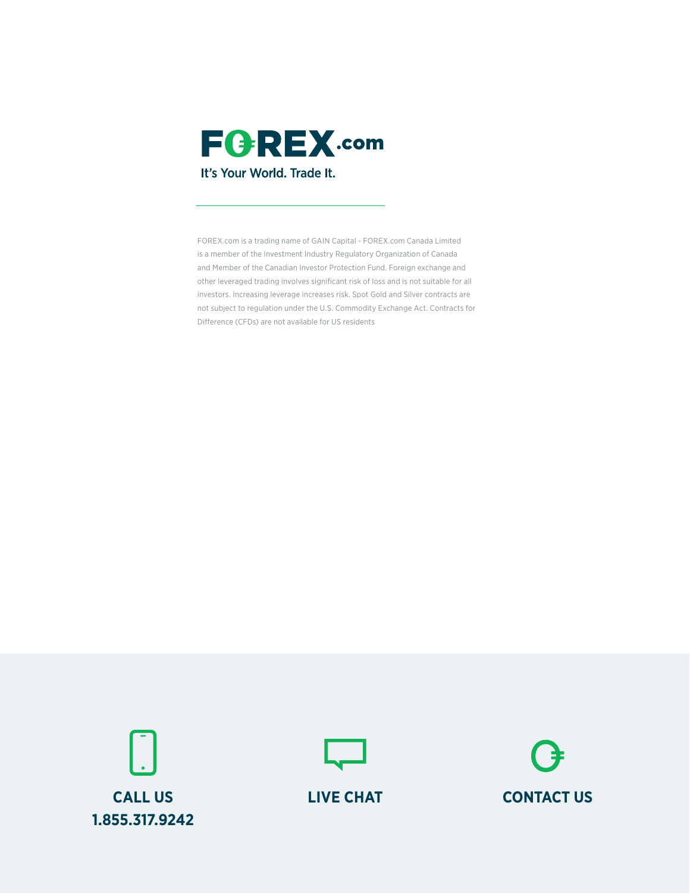FOREX.com

It's Your World. Trade It.

---

FOREX.com is a trading name of GAIN Capital - FOREX.com Canada Limited is a member of the Investment Industry Regulatory Organization of Canada and Member of the Canadian Investor Protection Fund. Foreign exchange and other leveraged trading involves significant risk of loss and is not suitable for all investors. Increasing leverage increases risk. Spot Gold and Silver contracts are not subject to regulation under the U.S. Commodity Exchange Act. Contracts for Difference (CFDs) are not available for US residents

**CALL US**
**1.855.317.9242**

**LIVE CHAT**

**CONTACT US**